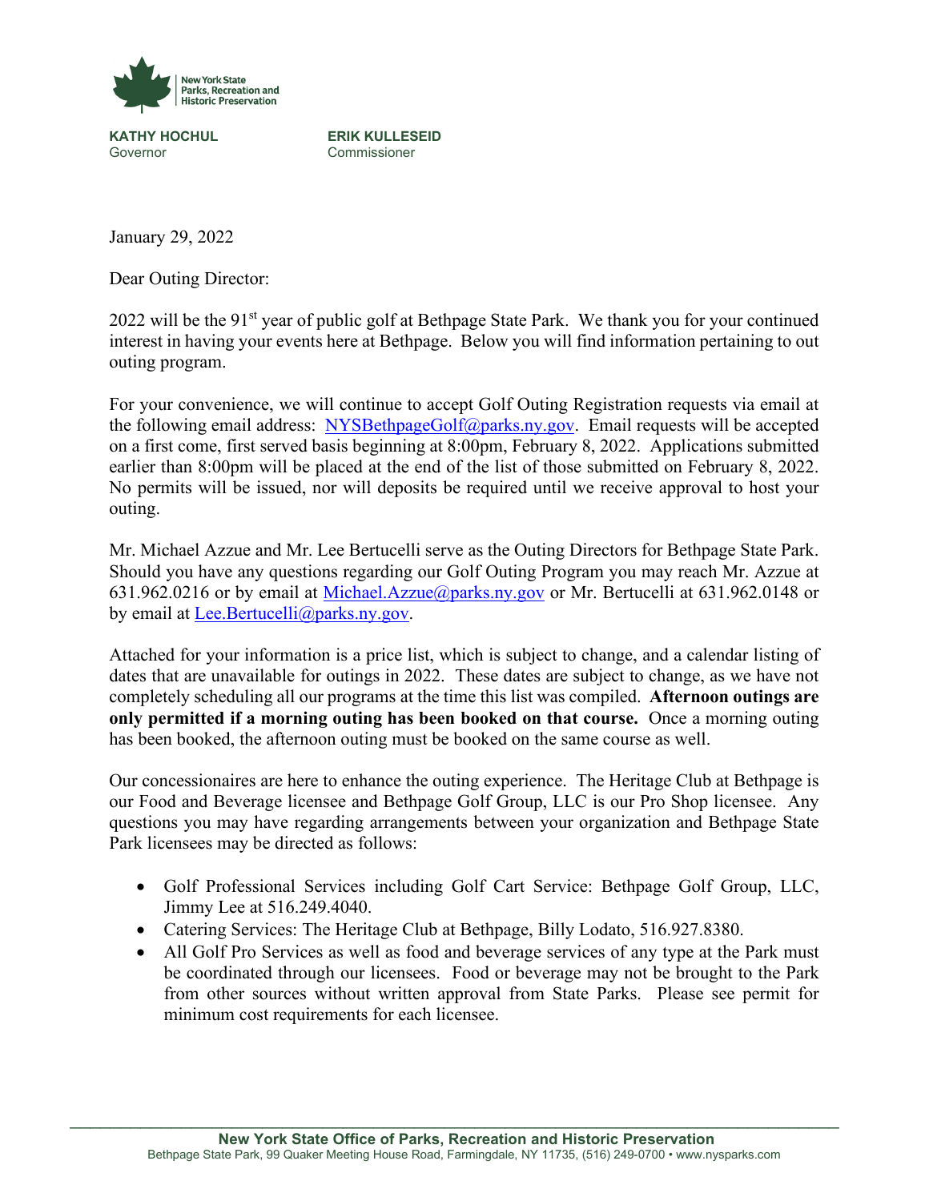New York State Parks, Recreation and Historic Preservation

**KATHY HOCHUL**
Governor

**ERIK KULLESEID**
Commissioner

January 29, 2022

Dear Outing Director:

2022 will be the 91st year of public golf at Bethpage State Park. We thank you for your continued interest in having your events here at Bethpage. Below you will find information pertaining to out outing program.

For your convenience, we will continue to accept Golf Outing Registration requests via email at the following email address: NYSBethpageGolf@parks.ny.gov. Email requests will be accepted on a first come, first served basis beginning at 8:00pm, February 8, 2022. Applications submitted earlier than 8:00pm will be placed at the end of the list of those submitted on February 8, 2022. No permits will be issued, nor will deposits be required until we receive approval to host your outing.

Mr. Michael Azzue and Mr. Lee Bertucelli serve as the Outing Directors for Bethpage State Park. Should you have any questions regarding our Golf Outing Program you may reach Mr. Azzue at 631.962.0216 or by email at Michael.Azzue@parks.ny.gov or Mr. Bertucelli at 631.962.0148 or by email at Lee.Bertucelli@parks.ny.gov.

Attached for your information is a price list, which is subject to change, and a calendar listing of dates that are unavailable for outings in 2022. These dates are subject to change, as we have not completely scheduling all our programs at the time this list was compiled. **Afternoon outings are only permitted if a morning outing has been booked on that course.** Once a morning outing has been booked, the afternoon outing must be booked on the same course as well.

Our concessionaires are here to enhance the outing experience. The Heritage Club at Bethpage is our Food and Beverage licensee and Bethpage Golf Group, LLC is our Pro Shop licensee. Any questions you may have regarding arrangements between your organization and Bethpage State Park licensees may be directed as follows:

- Golf Professional Services including Golf Cart Service: Bethpage Golf Group, LLC, Jimmy Lee at 516.249.4040.
- Catering Services: The Heritage Club at Bethpage, Billy Lodato, 516.927.8380.
- All Golf Pro Services as well as food and beverage services of any type at the Park must be coordinated through our licensees. Food or beverage may not be brought to the Park from other sources without written approval from State Parks. Please see permit for minimum cost requirements for each licensee.

**New York State Office of Parks, Recreation and Historic Preservation**
Bethpage State Park, 99 Quaker Meeting House Road, Farmingdale, NY 11735, (516) 249-0700 • www.nysparks.com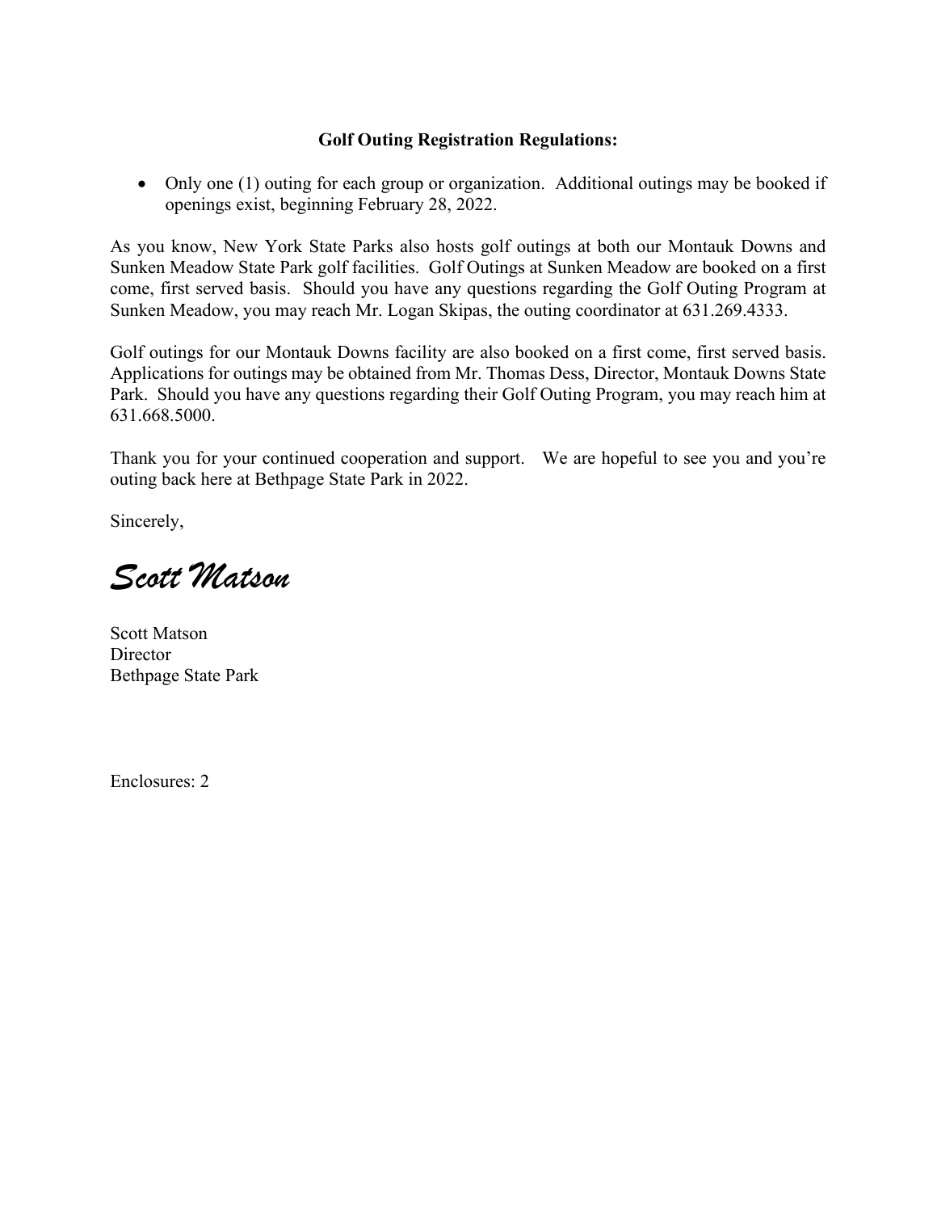**Golf Outing Registration Regulations:**

- Only one (1) outing for each group or organization. Additional outings may be booked if openings exist, beginning February 28, 2022.

As you know, New York State Parks also hosts golf outings at both our Montauk Downs and Sunken Meadow State Park golf facilities. Golf Outings at Sunken Meadow are booked on a first come, first served basis. Should you have any questions regarding the Golf Outing Program at Sunken Meadow, you may reach Mr. Logan Skipas, the outing coordinator at 631.269.4333.

Golf outings for our Montauk Downs facility are also booked on a first come, first served basis. Applications for outings may be obtained from Mr. Thomas Dess, Director, Montauk Downs State Park. Should you have any questions regarding their Golf Outing Program, you may reach him at 631.668.5000.

Thank you for your continued cooperation and support. We are hopeful to see you and you're outing back here at Bethpage State Park in 2022.

Sincerely,

*Scott Matson*

Scott Matson
Director
Bethpage State Park

Enclosures: 2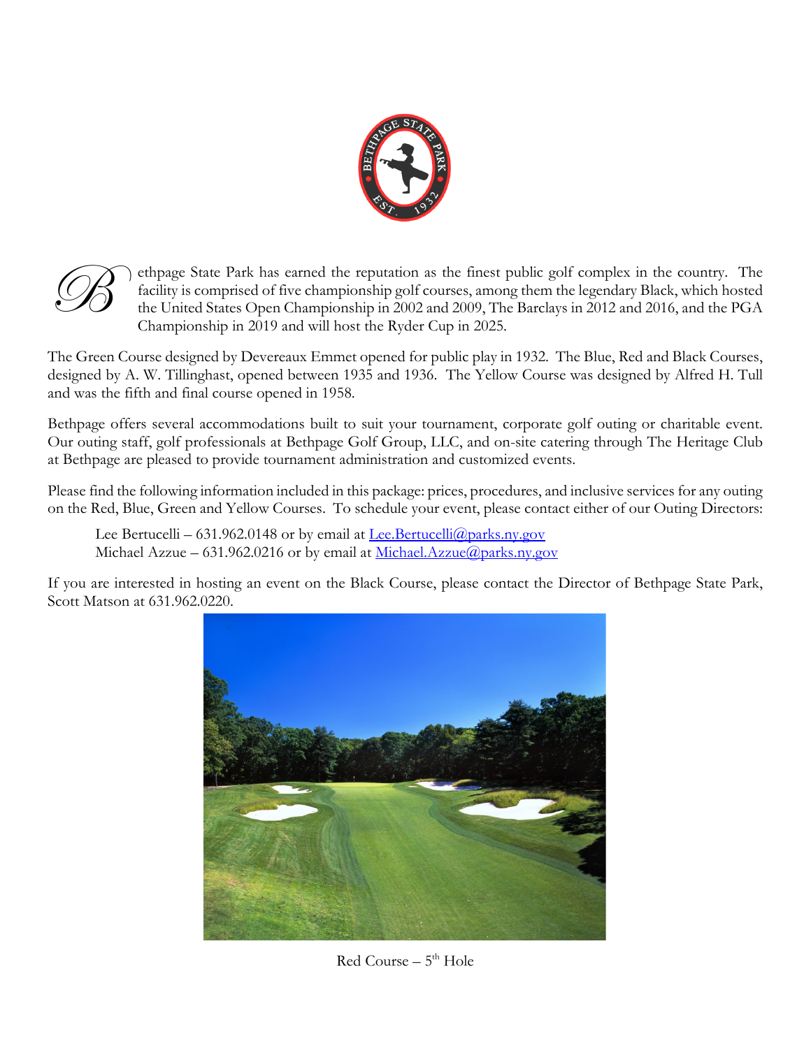Bethpage State Park has earned the reputation as the finest public golf complex in the country. The facility is comprised of five championship golf courses, among them the legendary Black, which hosted the United States Open Championship in 2002 and 2009, The Barclays in 2012 and 2016, and the PGA Championship in 2019 and will host the Ryder Cup in 2025.

The Green Course designed by Devereaux Emmet opened for public play in 1932. The Blue, Red and Black Courses, designed by A. W. Tillinghast, opened between 1935 and 1936. The Yellow Course was designed by Alfred H. Tull and was the fifth and final course opened in 1958.

Bethpage offers several accommodations built to suit your tournament, corporate golf outing or charitable event. Our outing staff, golf professionals at Bethpage Golf Group, LLC, and on-site catering through The Heritage Club at Bethpage are pleased to provide tournament administration and customized events.

Please find the following information included in this package: prices, procedures, and inclusive services for any outing on the Red, Blue, Green and Yellow Courses. To schedule your event, please contact either of our Outing Directors:

Lee Bertucelli – 631.962.0148 or by email at Lee.Bertucelli@parks.ny.gov
Michael Azzue – 631.962.0216 or by email at Michael.Azzue@parks.ny.gov

If you are interested in hosting an event on the Black Course, please contact the Director of Bethpage State Park, Scott Matson at 631.962.0220.

Red Course – 5th Hole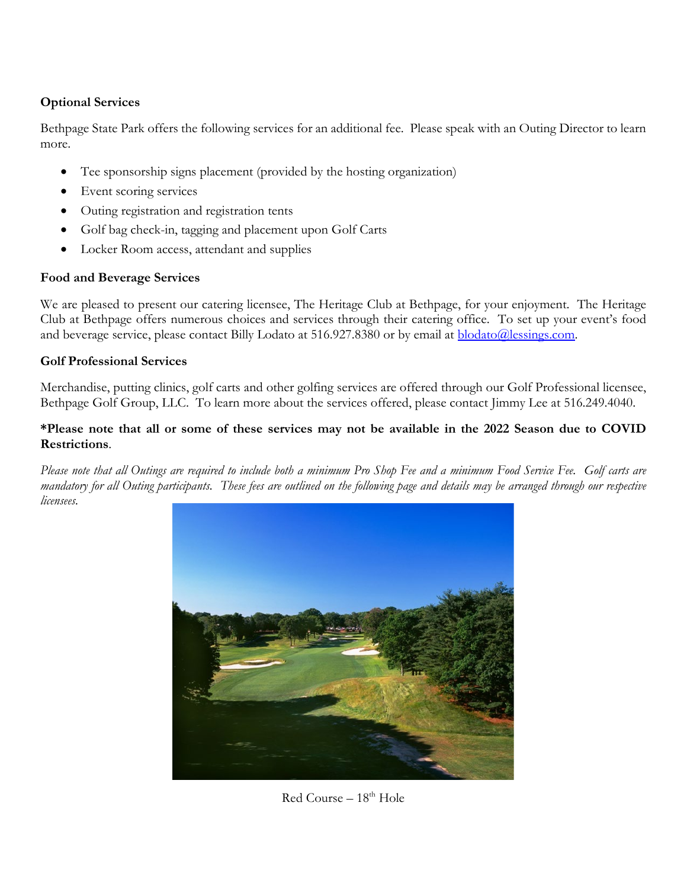**Optional Services**

Bethpage State Park offers the following services for an additional fee. Please speak with an Outing Director to learn more.

- Tee sponsorship signs placement (provided by the hosting organization)
- Event scoring services
- Outing registration and registration tents
- Golf bag check-in, tagging and placement upon Golf Carts
- Locker Room access, attendant and supplies

**Food and Beverage Services**

We are pleased to present our catering licensee, The Heritage Club at Bethpage, for your enjoyment. The Heritage Club at Bethpage offers numerous choices and services through their catering office. To set up your event's food and beverage service, please contact Billy Lodato at 516.927.8380 or by email at blodato@lessings.com.

**Golf Professional Services**

Merchandise, putting clinics, golf carts and other golfing services are offered through our Golf Professional licensee, Bethpage Golf Group, LLC. To learn more about the services offered, please contact Jimmy Lee at 516.249.4040.

**\*Please note that all or some of these services may not be available in the 2022 Season due to COVID Restrictions**.

*Please note that all Outings are required to include both a minimum Pro Shop Fee and a minimum Food Service Fee. Golf carts are mandatory for all Outing participants. These fees are outlined on the following page and details may be arranged through our respective licensees.*

Red Course – 18th Hole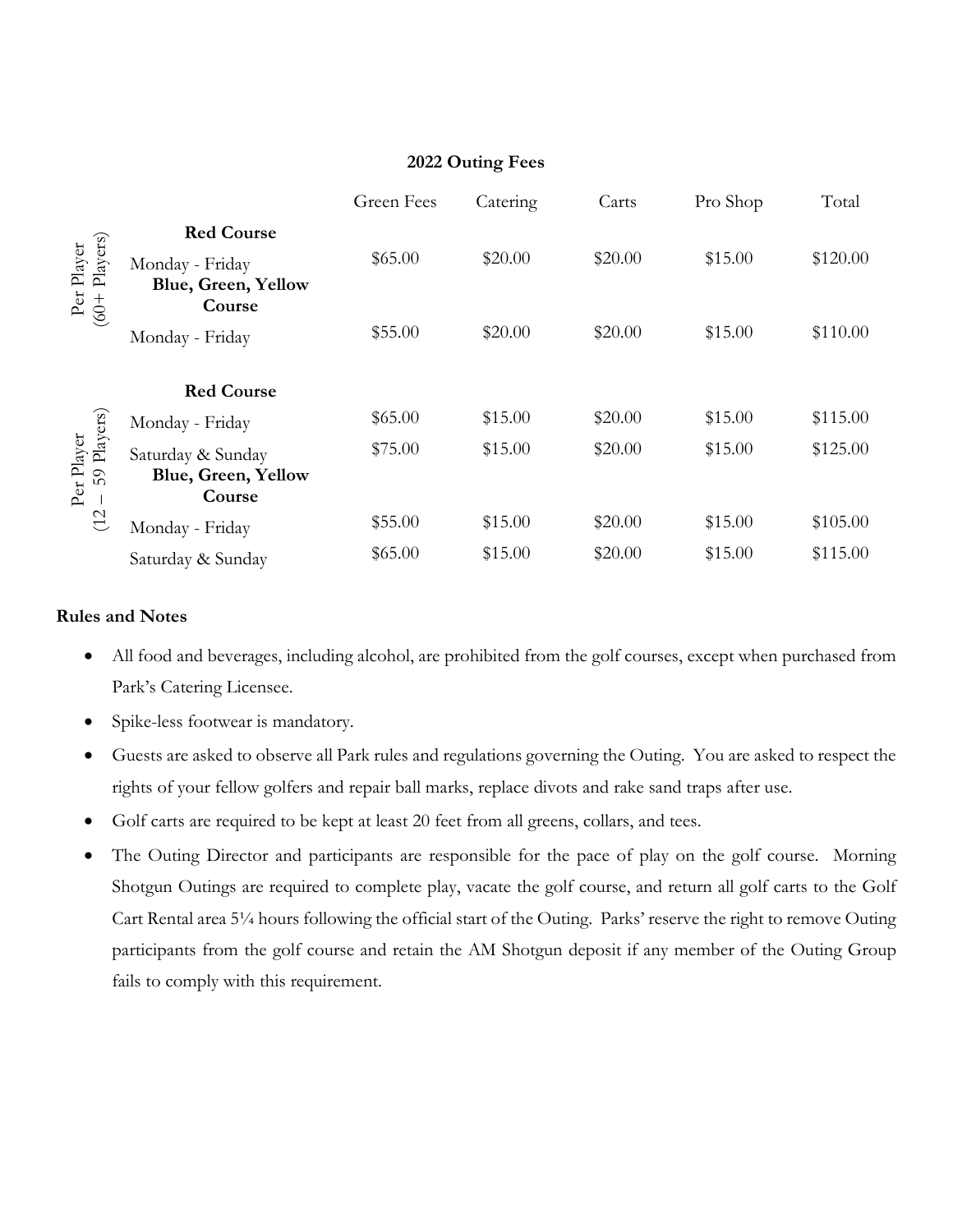## 2022 Outing Fees

| | | Green Fees | Catering | Carts | Pro Shop | Total |
|---|---|---|---|---|---|---|
| Per Player (60+ Players) | **Red Course** | | | | | |
| | Monday - Friday | $65.00 | $20.00 | $20.00 | $15.00 | $120.00 |
| | **Blue, Green, Yellow Course** | | | | | |
| | Monday - Friday | $55.00 | $20.00 | $20.00 | $15.00 | $110.00 |
| Per Player (12 – 59 Players) | **Red Course** | | | | | |
| | Monday - Friday | $65.00 | $15.00 | $20.00 | $15.00 | $115.00 |
| | Saturday & Sunday | $75.00 | $15.00 | $20.00 | $15.00 | $125.00 |
| | **Blue, Green, Yellow Course** | | | | | |
| | Monday - Friday | $55.00 | $15.00 | $20.00 | $15.00 | $105.00 |
| | Saturday & Sunday | $65.00 | $15.00 | $20.00 | $15.00 | $115.00 |

**Rules and Notes**

- All food and beverages, including alcohol, are prohibited from the golf courses, except when purchased from Park's Catering Licensee.
- Spike-less footwear is mandatory.
- Guests are asked to observe all Park rules and regulations governing the Outing. You are asked to respect the rights of your fellow golfers and repair ball marks, replace divots and rake sand traps after use.
- Golf carts are required to be kept at least 20 feet from all greens, collars, and tees.
- The Outing Director and participants are responsible for the pace of play on the golf course. Morning Shotgun Outings are required to complete play, vacate the golf course, and return all golf carts to the Golf Cart Rental area 5¼ hours following the official start of the Outing. Parks' reserve the right to remove Outing participants from the golf course and retain the AM Shotgun deposit if any member of the Outing Group fails to comply with this requirement.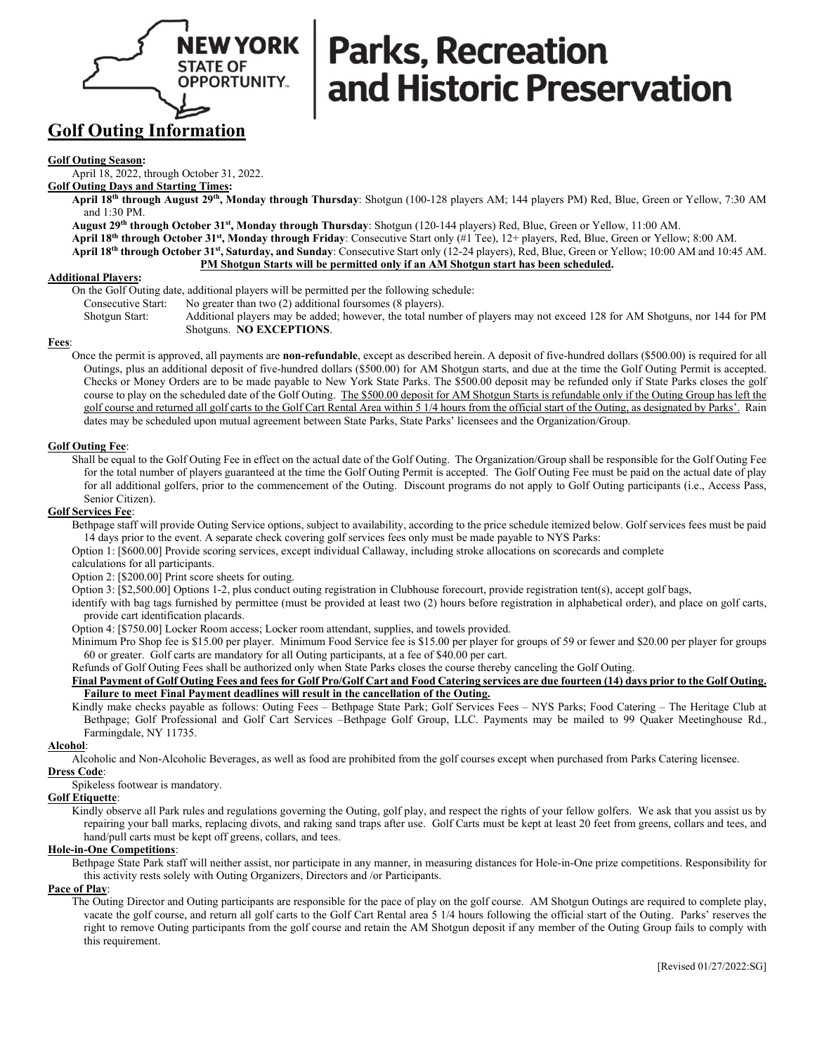NEW YORK STATE OF OPPORTUNITY. | Parks, Recreation and Historic Preservation

# Golf Outing Information

**Golf Outing Season:**

April 18, 2022, through October 31, 2022.

**Golf Outing Days and Starting Times:**

**April 18th through August 29th, Monday through Thursday**: Shotgun (100-128 players AM; 144 players PM) Red, Blue, Green or Yellow, 7:30 AM and 1:30 PM.

**August 29th through October 31st, Monday through Thursday**: Shotgun (120-144 players) Red, Blue, Green or Yellow, 11:00 AM.

**April 18th through October 31st, Monday through Friday**: Consecutive Start only (#1 Tee), 12+ players, Red, Blue, Green or Yellow; 8:00 AM.

**April 18th through October 31st, Saturday, and Sunday**: Consecutive Start only (12-24 players), Red, Blue, Green or Yellow; 10:00 AM and 10:45 AM.

**PM Shotgun Starts will be permitted only if an AM Shotgun start has been scheduled.**

**Additional Players:**

On the Golf Outing date, additional players will be permitted per the following schedule:

Consecutive Start: No greater than two (2) additional foursomes (8 players).

Shotgun Start: Additional players may be added; however, the total number of players may not exceed 128 for AM Shotguns, nor 144 for PM Shotguns. **NO EXCEPTIONS**.

**Fees**:

Once the permit is approved, all payments are **non-refundable**, except as described herein. A deposit of five-hundred dollars ($500.00) is required for all Outings, plus an additional deposit of five-hundred dollars ($500.00) for AM Shotgun starts, and due at the time the Golf Outing Permit is accepted. Checks or Money Orders are to be made payable to New York State Parks. The $500.00 deposit may be refunded only if State Parks closes the golf course to play on the scheduled date of the Golf Outing. The $500.00 deposit for AM Shotgun Starts is refundable only if the Outing Group has left the golf course and returned all golf carts to the Golf Cart Rental Area within 5 1/4 hours from the official start of the Outing, as designated by Parks'. Rain dates may be scheduled upon mutual agreement between State Parks, State Parks' licensees and the Organization/Group.

**Golf Outing Fee**:

Shall be equal to the Golf Outing Fee in effect on the actual date of the Golf Outing. The Organization/Group shall be responsible for the Golf Outing Fee for the total number of players guaranteed at the time the Golf Outing Permit is accepted. The Golf Outing Fee must be paid on the actual date of play for all additional golfers, prior to the commencement of the Outing. Discount programs do not apply to Golf Outing participants (i.e., Access Pass, Senior Citizen).

**Golf Services Fee**:

Bethpage staff will provide Outing Service options, subject to availability, according to the price schedule itemized below. Golf services fees must be paid 14 days prior to the event. A separate check covering golf services fees only must be made payable to NYS Parks:

Option 1: [$600.00] Provide scoring services, except individual Callaway, including stroke allocations on scorecards and complete calculations for all participants.

Option 2: [$200.00] Print score sheets for outing.

Option 3: [$2,500.00] Options 1-2, plus conduct outing registration in Clubhouse forecourt, provide registration tent(s), accept golf bags, identify with bag tags furnished by permittee (must be provided at least two (2) hours before registration in alphabetical order), and place on golf carts, provide cart identification placards.

Option 4: [$750.00] Locker Room access; Locker room attendant, supplies, and towels provided.

Minimum Pro Shop fee is $15.00 per player. Minimum Food Service fee is $15.00 per player for groups of 59 or fewer and $20.00 per player for groups 60 or greater. Golf carts are mandatory for all Outing participants, at a fee of $40.00 per cart.

Refunds of Golf Outing Fees shall be authorized only when State Parks closes the course thereby canceling the Golf Outing.

**Final Payment of Golf Outing Fees and fees for Golf Pro/Golf Cart and Food Catering services are due fourteen (14) days prior to the Golf Outing. Failure to meet Final Payment deadlines will result in the cancellation of the Outing.**

Kindly make checks payable as follows: Outing Fees – Bethpage State Park; Golf Services Fees – NYS Parks; Food Catering – The Heritage Club at Bethpage; Golf Professional and Golf Cart Services –Bethpage Golf Group, LLC. Payments may be mailed to 99 Quaker Meetinghouse Rd., Farmingdale, NY 11735.

**Alcohol**:

Alcoholic and Non-Alcoholic Beverages, as well as food are prohibited from the golf courses except when purchased from Parks Catering licensee.

**Dress Code**:

Spikeless footwear is mandatory.

**Golf Etiquette**:

Kindly observe all Park rules and regulations governing the Outing, golf play, and respect the rights of your fellow golfers. We ask that you assist us by repairing your ball marks, replacing divots, and raking sand traps after use. Golf Carts must be kept at least 20 feet from greens, collars and tees, and hand/pull carts must be kept off greens, collars, and tees.

**Hole-in-One Competitions**:

Bethpage State Park staff will neither assist, nor participate in any manner, in measuring distances for Hole-in-One prize competitions. Responsibility for this activity rests solely with Outing Organizers, Directors and /or Participants.

**Pace of Play**:

The Outing Director and Outing participants are responsible for the pace of play on the golf course. AM Shotgun Outings are required to complete play, vacate the golf course, and return all golf carts to the Golf Cart Rental area 5 1/4 hours following the official start of the Outing. Parks' reserves the right to remove Outing participants from the golf course and retain the AM Shotgun deposit if any member of the Outing Group fails to comply with this requirement.

[Revised 01/27/2022:SG]